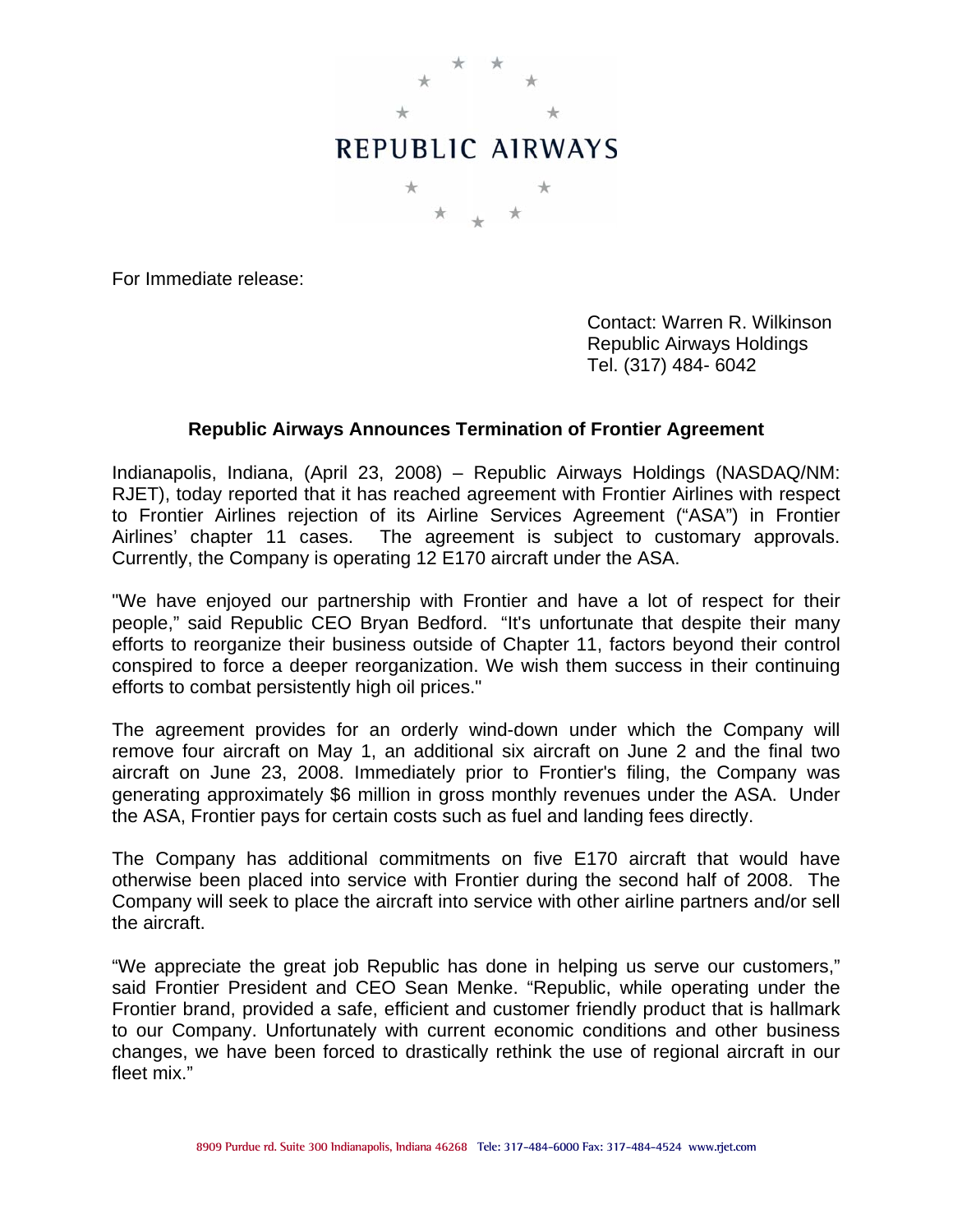REPUBLIC AIRWAYS

For Immediate release:

Contact: Warren R. Wilkinson
Republic Airways Holdings
Tel. (317) 484- 6042

## Republic Airways Announces Termination of Frontier Agreement

Indianapolis, Indiana, (April 23, 2008) – Republic Airways Holdings (NASDAQ/NM: RJET), today reported that it has reached agreement with Frontier Airlines with respect to Frontier Airlines rejection of its Airline Services Agreement ("ASA") in Frontier Airlines' chapter 11 cases. The agreement is subject to customary approvals. Currently, the Company is operating 12 E170 aircraft under the ASA.

"We have enjoyed our partnership with Frontier and have a lot of respect for their people," said Republic CEO Bryan Bedford. "It's unfortunate that despite their many efforts to reorganize their business outside of Chapter 11, factors beyond their control conspired to force a deeper reorganization. We wish them success in their continuing efforts to combat persistently high oil prices."

The agreement provides for an orderly wind-down under which the Company will remove four aircraft on May 1, an additional six aircraft on June 2 and the final two aircraft on June 23, 2008. Immediately prior to Frontier's filing, the Company was generating approximately $6 million in gross monthly revenues under the ASA. Under the ASA, Frontier pays for certain costs such as fuel and landing fees directly.

The Company has additional commitments on five E170 aircraft that would have otherwise been placed into service with Frontier during the second half of 2008. The Company will seek to place the aircraft into service with other airline partners and/or sell the aircraft.

"We appreciate the great job Republic has done in helping us serve our customers," said Frontier President and CEO Sean Menke. "Republic, while operating under the Frontier brand, provided a safe, efficient and customer friendly product that is hallmark to our Company. Unfortunately with current economic conditions and other business changes, we have been forced to drastically rethink the use of regional aircraft in our fleet mix."

8909 Purdue rd. Suite 300 Indianapolis, Indiana 46268 Tele: 317-484-6000 Fax: 317-484-4524 www.rjet.com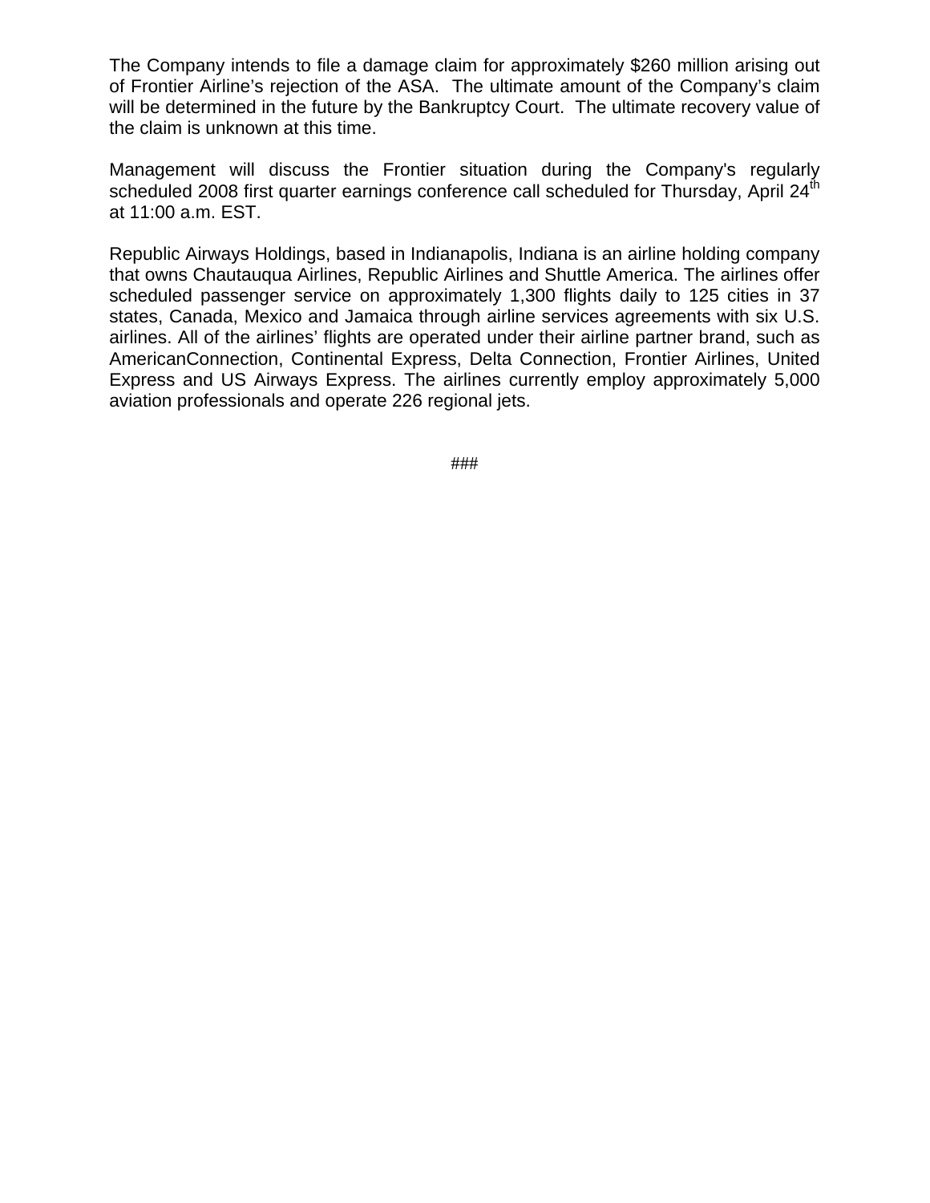The Company intends to file a damage claim for approximately $260 million arising out of Frontier Airline's rejection of the ASA. The ultimate amount of the Company's claim will be determined in the future by the Bankruptcy Court. The ultimate recovery value of the claim is unknown at this time.

Management will discuss the Frontier situation during the Company's regularly scheduled 2008 first quarter earnings conference call scheduled for Thursday, April 24th at 11:00 a.m. EST.

Republic Airways Holdings, based in Indianapolis, Indiana is an airline holding company that owns Chautauqua Airlines, Republic Airlines and Shuttle America. The airlines offer scheduled passenger service on approximately 1,300 flights daily to 125 cities in 37 states, Canada, Mexico and Jamaica through airline services agreements with six U.S. airlines. All of the airlines' flights are operated under their airline partner brand, such as AmericanConnection, Continental Express, Delta Connection, Frontier Airlines, United Express and US Airways Express. The airlines currently employ approximately 5,000 aviation professionals and operate 226 regional jets.

###